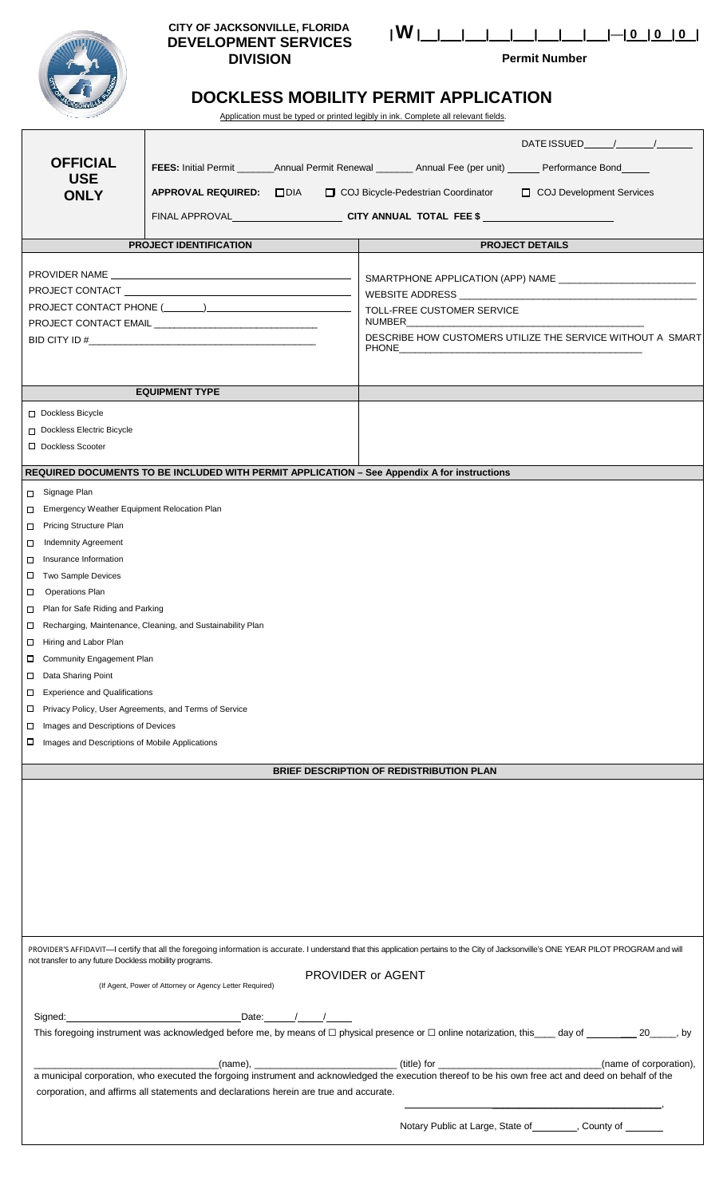**CITY OF JACKSONVILLE, FLORIDA**
**DEVELOPMENT SERVICES DIVISION**

|W |__|__|__|__|__|__|__|__|—|0 |0 |0 |

**Permit Number**

# DOCKLESS MOBILITY PERMIT APPLICATION

Application must be typed or printed legibly in ink. Complete all relevant fields.

| **OFFICIAL USE ONLY** | DATE ISSUED_____/______/______<br>**FEES:** Initial Permit _______Annual Permit Renewal _______ Annual Fee (per unit) ______ Performance Bond_____<br>**APPROVAL REQUIRED:** ☐ DIA ☐ COJ Bicycle-Pedestrian Coordinator ☐ COJ Development Services<br>FINAL APPROVAL____________________ **CITY ANNUAL TOTAL FEE $** ______________________ |
|---|---|

| **PROJECT IDENTIFICATION** | **PROJECT DETAILS** |
|---|---|
| PROVIDER NAME ______________________________<br>PROJECT CONTACT ______________________________<br>PROJECT CONTACT PHONE (______)______________________<br>PROJECT CONTACT EMAIL ____________________________<br>BID CITY ID #__________________________________ | SMARTPHONE APPLICATION (APP) NAME ______________________<br>WEBSITE ADDRESS __________________________________________<br>TOLL-FREE CUSTOMER SERVICE NUMBER_____________________________________<br>DESCRIBE HOW CUSTOMERS UTILIZE THE SERVICE WITHOUT A SMART PHONE___________________________________________ |

| **EQUIPMENT TYPE** | |
|---|---|
| ☐ Dockless Bicycle<br>☐ Dockless Electric Bicycle<br>☐ Dockless Scooter | |

**REQUIRED DOCUMENTS TO BE INCLUDED WITH PERMIT APPLICATION – See Appendix A for instructions**

- ☐ Signage Plan
- ☐ Emergency Weather Equipment Relocation Plan
- ☐ Pricing Structure Plan
- ☐ Indemnity Agreement
- ☐ Insurance Information
- ☐ Two Sample Devices
- ☐ Operations Plan
- ☐ Plan for Safe Riding and Parking
- ☐ Recharging, Maintenance, Cleaning, and Sustainability Plan
- ☐ Hiring and Labor Plan
- ☐ Community Engagement Plan
- ☐ Data Sharing Point
- ☐ Experience and Qualifications
- ☐ Privacy Policy, User Agreements, and Terms of Service
- ☐ Images and Descriptions of Devices
- ☐ Images and Descriptions of Mobile Applications

**BRIEF DESCRIPTION OF REDISTRIBUTION PLAN**

PROVIDER'S AFFIDAVIT—I certify that all the foregoing information is accurate. I understand that this application pertains to the City of Jacksonville's ONE YEAR PILOT PROGRAM and will not transfer to any future Dockless mobility programs.

PROVIDER or AGENT

(If Agent, Power of Attorney or Agency Letter Required)

Signed:______________________________ Date:_____/____/____

This foregoing instrument was acknowledged before me, by means of ☐ physical presence or ☐ online notarization, this____ day of ________ 20____, by

________________________________(name), ________________________ (title) for ____________________________(name of corporation), a municipal corporation, who executed the forgoing instrument and acknowledged the execution thereof to be his own free act and deed on behalf of the corporation, and affirms all statements and declarations herein are true and accurate.

______________________________,

Notary Public at Large, State of________, County of _______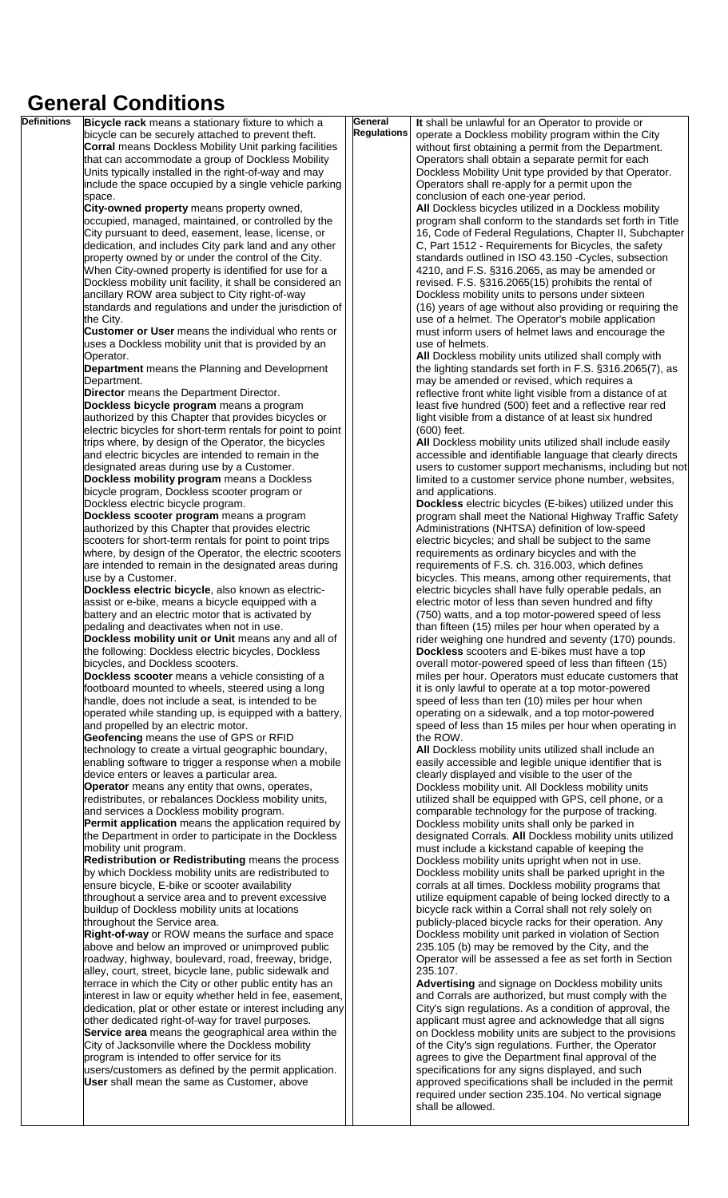# General Conditions

## Definitions

**Bicycle rack** means a stationary fixture to which a bicycle can be securely attached to prevent theft.

**Corral** means Dockless Mobility Unit parking facilities that can accommodate a group of Dockless Mobility Units typically installed in the right-of-way and may include the space occupied by a single vehicle parking space.

**City-owned property** means property owned, occupied, managed, maintained, or controlled by the City pursuant to deed, easement, lease, license, or dedication, and includes City park land and any other property owned by or under the control of the City. When City-owned property is identified for use for a Dockless mobility unit facility, it shall be considered an ancillary ROW area subject to City right-of-way standards and regulations and under the jurisdiction of the City.

**Customer or User** means the individual who rents or uses a Dockless mobility unit that is provided by an Operator.

**Department** means the Planning and Development Department.

**Director** means the Department Director.

**Dockless bicycle program** means a program authorized by this Chapter that provides bicycles or electric bicycles for short-term rentals for point to point trips where, by design of the Operator, the bicycles and electric bicycles are intended to remain in the designated areas during use by a Customer.

**Dockless mobility program** means a Dockless bicycle program, Dockless scooter program or Dockless electric bicycle program.

**Dockless scooter program** means a program authorized by this Chapter that provides electric scooters for short-term rentals for point to point trips where, by design of the Operator, the electric scooters are intended to remain in the designated areas during use by a Customer.

**Dockless electric bicycle**, also known as electric-assist or e-bike, means a bicycle equipped with a battery and an electric motor that is activated by pedaling and deactivates when not in use.

**Dockless mobility unit or Unit** means any and all of the following: Dockless electric bicycles, Dockless bicycles, and Dockless scooters.

**Dockless scooter** means a vehicle consisting of a footboard mounted to wheels, steered using a long handle, does not include a seat, is intended to be operated while standing up, is equipped with a battery, and propelled by an electric motor.

**Geofencing** means the use of GPS or RFID technology to create a virtual geographic boundary, enabling software to trigger a response when a mobile device enters or leaves a particular area.

**Operator** means any entity that owns, operates, redistributes, or rebalances Dockless mobility units, and services a Dockless mobility program.

**Permit application** means the application required by the Department in order to participate in the Dockless mobility unit program.

**Redistribution or Redistributing** means the process by which Dockless mobility units are redistributed to ensure bicycle, E-bike or scooter availability throughout a service area and to prevent excessive buildup of Dockless mobility units at locations throughout the Service area.

**Right-of-way** or ROW means the surface and space above and below an improved or unimproved public roadway, highway, boulevard, road, freeway, bridge, alley, court, street, bicycle lane, public sidewalk and terrace in which the City or other public entity has an interest in law or equity whether held in fee, easement, dedication, plat or other estate or interest including any other dedicated right-of-way for travel purposes.

**Service area** means the geographical area within the City of Jacksonville where the Dockless mobility program is intended to offer service for its users/customers as defined by the permit application.

**User** shall mean the same as Customer, above

## General Regulations

**It** shall be unlawful for an Operator to provide or operate a Dockless mobility program within the City without first obtaining a permit from the Department. Operators shall obtain a separate permit for each Dockless Mobility Unit type provided by that Operator. Operators shall re-apply for a permit upon the conclusion of each one-year period.

**All** Dockless bicycles utilized in a Dockless mobility program shall conform to the standards set forth in Title 16, Code of Federal Regulations, Chapter II, Subchapter C, Part 1512 - Requirements for Bicycles, the safety standards outlined in ISO 43.150 -Cycles, subsection 4210, and F.S. §316.2065, as may be amended or revised. F.S. §316.2065(15) prohibits the rental of Dockless mobility units to persons under sixteen (16) years of age without also providing or requiring the use of a helmet. The Operator's mobile application must inform users of helmet laws and encourage the use of helmets.

**All** Dockless mobility units utilized shall comply with the lighting standards set forth in F.S. §316.2065(7), as may be amended or revised, which requires a reflective front white light visible from a distance of at least five hundred (500) feet and a reflective rear red light visible from a distance of at least six hundred (600) feet.

**All** Dockless mobility units utilized shall include easily accessible and identifiable language that clearly directs users to customer support mechanisms, including but not limited to a customer service phone number, websites, and applications.

**Dockless** electric bicycles (E-bikes) utilized under this program shall meet the National Highway Traffic Safety Administrations (NHTSA) definition of low-speed electric bicycles; and shall be subject to the same requirements as ordinary bicycles and with the requirements of F.S. ch. 316.003, which defines bicycles. This means, among other requirements, that electric bicycles shall have fully operable pedals, an electric motor of less than seven hundred and fifty (750) watts, and a top motor-powered speed of less than fifteen (15) miles per hour when operated by a rider weighing one hundred and seventy (170) pounds.

**Dockless** scooters and E-bikes must have a top overall motor-powered speed of less than fifteen (15) miles per hour. Operators must educate customers that it is only lawful to operate at a top motor-powered speed of less than ten (10) miles per hour when operating on a sidewalk, and a top motor-powered speed of less than 15 miles per hour when operating in the ROW.

**All** Dockless mobility units utilized shall include an easily accessible and legible unique identifier that is clearly displayed and visible to the user of the Dockless mobility unit. All Dockless mobility units utilized shall be equipped with GPS, cell phone, or a comparable technology for the purpose of tracking. Dockless mobility units shall only be parked in designated Corrals. **All** Dockless mobility units utilized must include a kickstand capable of keeping the Dockless mobility units upright when not in use. Dockless mobility units shall be parked upright in the corrals at all times. Dockless mobility programs that utilize equipment capable of being locked directly to a bicycle rack within a Corral shall not rely solely on publicly-placed bicycle racks for their operation. Any Dockless mobility unit parked in violation of Section 235.105 (b) may be removed by the City, and the Operator will be assessed a fee as set forth in Section 235.107.

**Advertising** and signage on Dockless mobility units and Corrals are authorized, but must comply with the City's sign regulations. As a condition of approval, the applicant must agree and acknowledge that all signs on Dockless mobility units are subject to the provisions of the City's sign regulations. Further, the Operator agrees to give the Department final approval of the specifications for any signs displayed, and such approved specifications shall be included in the permit required under section 235.104. No vertical signage shall be allowed.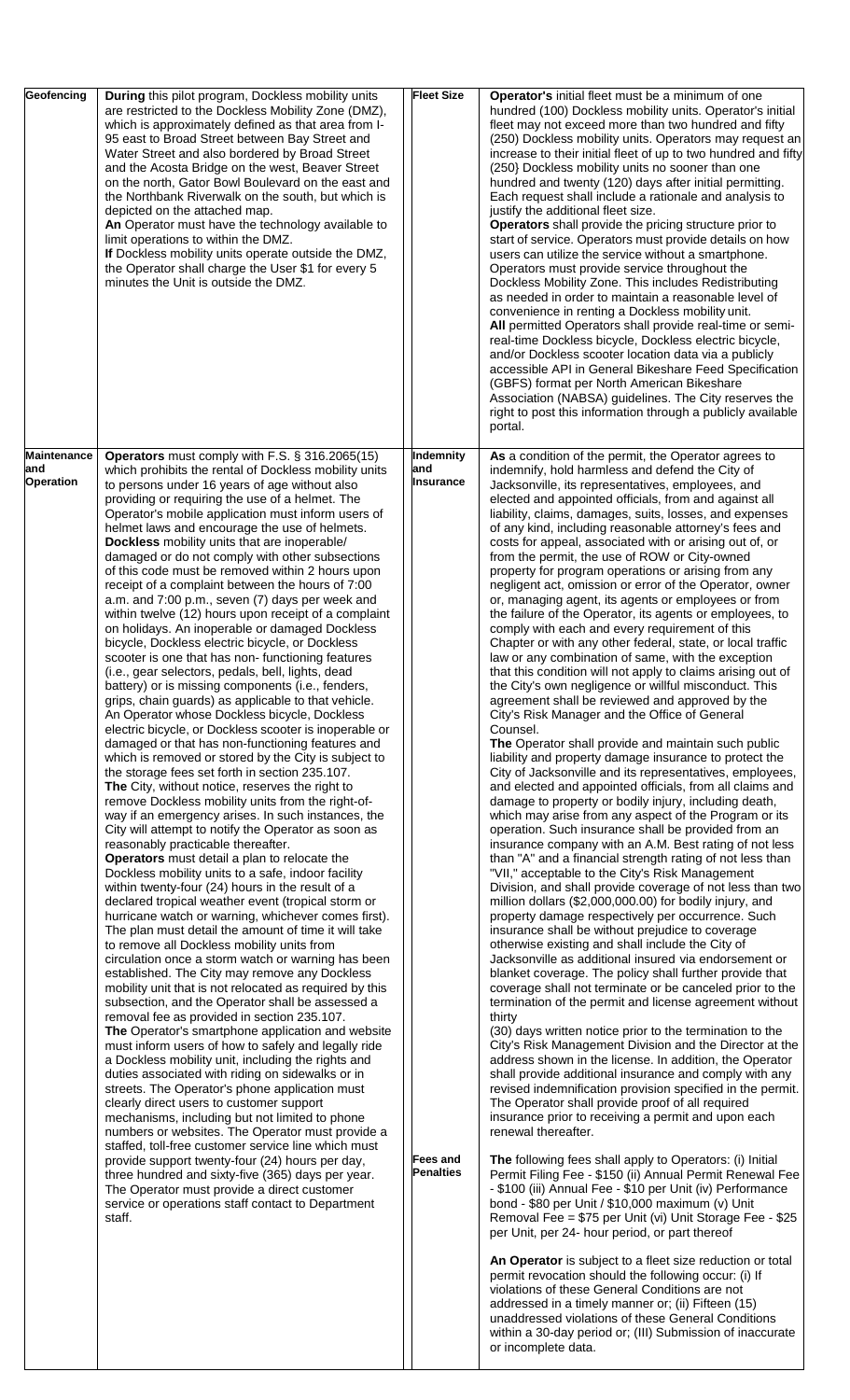| Geofencing | During this pilot program, Dockless mobility units are restricted to the Dockless Mobility Zone (DMZ), which is approximately defined as that area from I-95 east to Broad Street between Bay Street and Water Street and also bordered by Broad Street and the Acosta Bridge on the north, Gator Bowl Boulevard on the east and the Northbank Riverwalk on the south, but which is depicted on the attached map.<br>An Operator must have the technology available to limit operations to within the DMZ.<br>If Dockless mobility units operate outside the DMZ, the Operator shall charge the User $1 for every 5 minutes the Unit is outside the DMZ. | Fleet Size | Operator's initial fleet must be a minimum of one hundred (100) Dockless mobility units. Operator's initial fleet may not exceed more than two hundred and fifty (250) Dockless mobility units. Operators may request an increase to their initial fleet of up to two hundred and fifty (250} Dockless mobility units no sooner than one hundred and twenty (120) days after initial permitting. Each request shall include a rationale and analysis to justify the additional fleet size.<br>Operators shall provide the pricing structure prior to start of service. Operators must provide details on how users can utilize the service without a smartphone. Operators must provide service throughout the Dockless Mobility Zone. This includes Redistributing as needed in order to maintain a reasonable level of convenience in renting a Dockless mobility unit.<br>All permitted Operators shall provide real-time or semi-real-time Dockless bicycle, Dockless electric bicycle, and/or Dockless scooter location data via a publicly accessible API in General Bikeshare Feed Specification (GBFS) format per North American Bikeshare Association (NABSA) guidelines. The City reserves the right to post this information through a publicly available portal. |
|---|---|---|---|
| Maintenance and Operation | Operators must comply with F.S. § 316.2065(15) which prohibits the rental of Dockless mobility units to persons under 16 years of age without also providing or requiring the use of a helmet. The Operator's mobile application must inform users of helmet laws and encourage the use of helmets.<br>Dockless mobility units that are inoperable/ damaged or do not comply with other subsections of this code must be removed within 2 hours upon receipt of a complaint between the hours of 7:00 a.m. and 7:00 p.m., seven (7) days per week and within twelve (12) hours upon receipt of a complaint on holidays. An inoperable or damaged Dockless bicycle, Dockless electric bicycle, or Dockless scooter is one that has non- functioning features (i.e., gear selectors, pedals, bell, lights, dead battery) or is missing components (i.e., fenders, grips, chain guards) as applicable to that vehicle. An Operator whose Dockless bicycle, Dockless electric bicycle, or Dockless scooter is inoperable or damaged or that has non-functioning features and which is removed or stored by the City is subject to the storage fees set forth in section 235.107.<br>The City, without notice, reserves the right to remove Dockless mobility units from the right-of-way if an emergency arises. In such instances, the City will attempt to notify the Operator as soon as reasonably practicable thereafter.<br>Operators must detail a plan to relocate the Dockless mobility units to a safe, indoor facility within twenty-four (24) hours in the result of a declared tropical weather event (tropical storm or hurricane watch or warning, whichever comes first). The plan must detail the amount of time it will take to remove all Dockless mobility units from circulation once a storm watch or warning has been established. The City may remove any Dockless mobility unit that is not relocated as required by this subsection, and the Operator shall be assessed a removal fee as provided in section 235.107.<br>The Operator's smartphone application and website must inform users of how to safely and legally ride a Dockless mobility unit, including the rights and duties associated with riding on sidewalks or in streets. The Operator's phone application must clearly direct users to customer support mechanisms, including but not limited to phone numbers or websites. The Operator must provide a staffed, toll-free customer service line which must provide support twenty-four (24) hours per day, three hundred and sixty-five (365) days per year. The Operator must provide a direct customer service or operations staff contact to Department staff. | Indemnity and Insurance | As a condition of the permit, the Operator agrees to indemnify, hold harmless and defend the City of Jacksonville, its representatives, employees, and elected and appointed officials, from and against all liability, claims, damages, suits, losses, and expenses of any kind, including reasonable attorney's fees and costs for appeal, associated with or arising out of, or from the permit, the use of ROW or City-owned property for program operations or arising from any negligent act, omission or error of the Operator, owner or, managing agent, its agents or employees or from the failure of the Operator, its agents or employees, to comply with each and every requirement of this Chapter or with any other federal, state, or local traffic law or any combination of same, with the exception that this condition will not apply to claims arising out of the City's own negligence or willful misconduct. This agreement shall be reviewed and approved by the City's Risk Manager and the Office of General Counsel.<br>The Operator shall provide and maintain such public liability and property damage insurance to protect the City of Jacksonville and its representatives, employees, and elected and appointed officials, from all claims and damage to property or bodily injury, including death, which may arise from any aspect of the Program or its operation. Such insurance shall be provided from an insurance company with an A.M. Best rating of not less than "A" and a financial strength rating of not less than "VII," acceptable to the City's Risk Management Division, and shall provide coverage of not less than two million dollars ($2,000,000.00) for bodily injury, and property damage respectively per occurrence. Such insurance shall be without prejudice to coverage otherwise existing and shall include the City of Jacksonville as additional insured via endorsement or blanket coverage. The policy shall further provide that coverage shall not terminate or be canceled prior to the termination of the permit and license agreement without thirty (30) days written notice prior to the termination to the City's Risk Management Division and the Director at the address shown in the license. In addition, the Operator shall provide additional insurance and comply with any revised indemnification provision specified in the permit. The Operator shall provide proof of all required insurance prior to receiving a permit and upon each renewal thereafter. |
| | | Fees and Penalties | The following fees shall apply to Operators: (i) Initial Permit Filing Fee - $150 (ii) Annual Permit Renewal Fee - $100 (iii) Annual Fee - $10 per Unit (iv) Performance bond - $80 per Unit / $10,000 maximum (v) Unit Removal Fee = $75 per Unit (vi) Unit Storage Fee - $25 per Unit, per 24- hour period, or part thereof<br>An Operator is subject to a fleet size reduction or total permit revocation should the following occur: (i) If violations of these General Conditions are not addressed in a timely manner or; (ii) Fifteen (15) unaddressed violations of these General Conditions within a 30-day period or; (III) Submission of inaccurate or incomplete data. |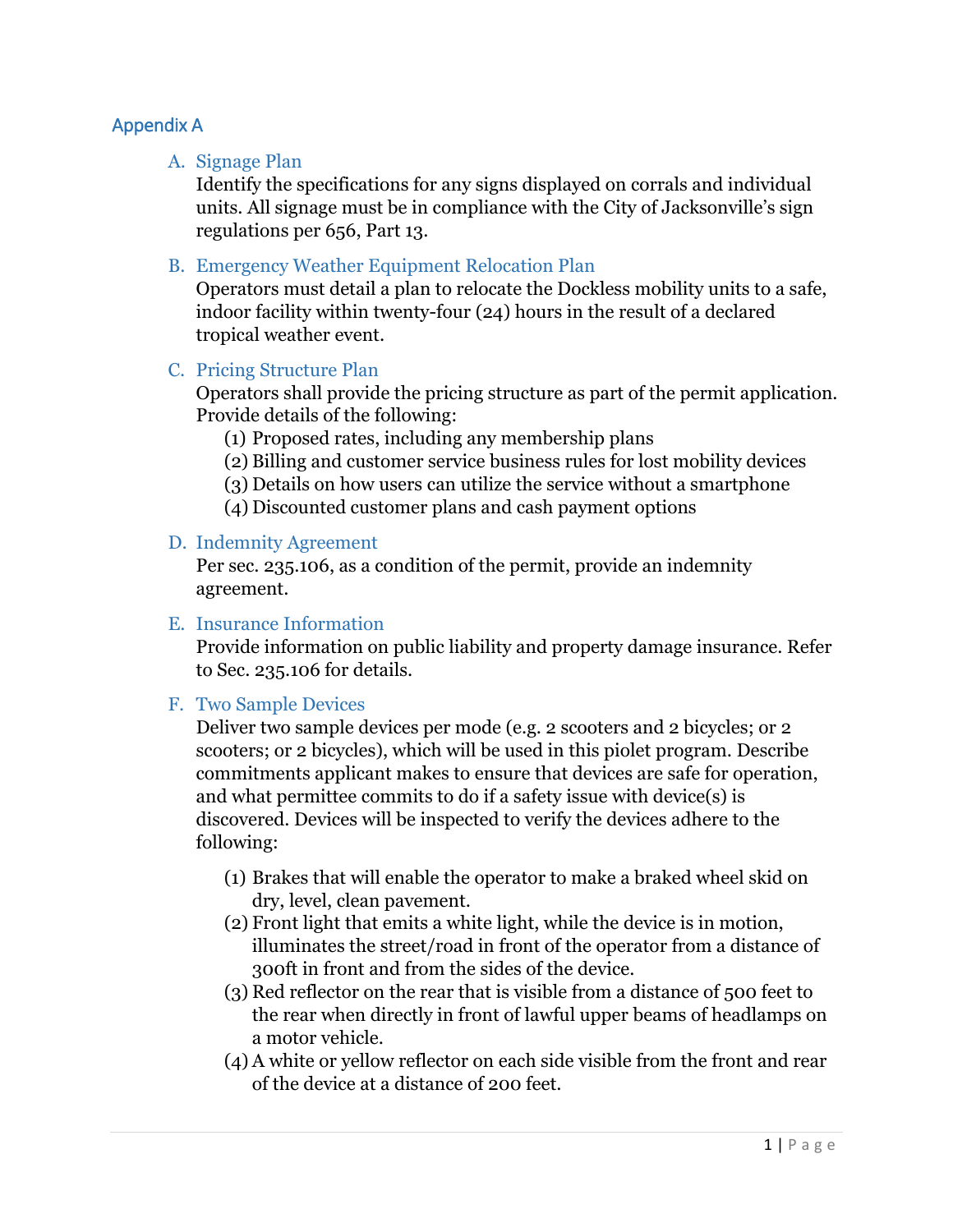## Appendix A

### A. Signage Plan

Identify the specifications for any signs displayed on corrals and individual units. All signage must be in compliance with the City of Jacksonville's sign regulations per 656, Part 13.

### B. Emergency Weather Equipment Relocation Plan

Operators must detail a plan to relocate the Dockless mobility units to a safe, indoor facility within twenty-four (24) hours in the result of a declared tropical weather event.

### C. Pricing Structure Plan

Operators shall provide the pricing structure as part of the permit application. Provide details of the following:

(1) Proposed rates, including any membership plans
(2) Billing and customer service business rules for lost mobility devices
(3) Details on how users can utilize the service without a smartphone
(4) Discounted customer plans and cash payment options

### D. Indemnity Agreement

Per sec. 235.106, as a condition of the permit, provide an indemnity agreement.

### E. Insurance Information

Provide information on public liability and property damage insurance. Refer to Sec. 235.106 for details.

### F. Two Sample Devices

Deliver two sample devices per mode (e.g. 2 scooters and 2 bicycles; or 2 scooters; or 2 bicycles), which will be used in this piolet program. Describe commitments applicant makes to ensure that devices are safe for operation, and what permittee commits to do if a safety issue with device(s) is discovered. Devices will be inspected to verify the devices adhere to the following:

(1) Brakes that will enable the operator to make a braked wheel skid on dry, level, clean pavement.
(2) Front light that emits a white light, while the device is in motion, illuminates the street/road in front of the operator from a distance of 300ft in front and from the sides of the device.
(3) Red reflector on the rear that is visible from a distance of 500 feet to the rear when directly in front of lawful upper beams of headlamps on a motor vehicle.
(4) A white or yellow reflector on each side visible from the front and rear of the device at a distance of 200 feet.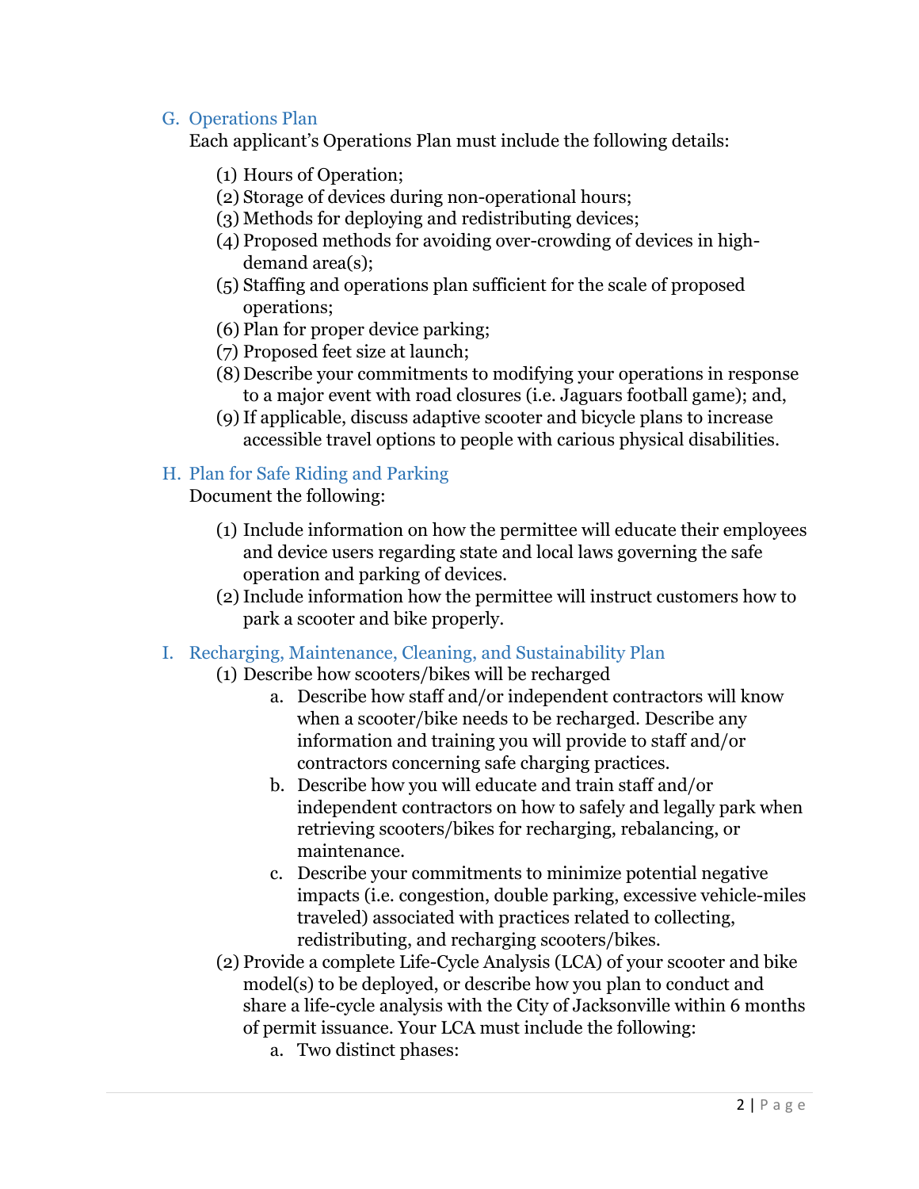## G. Operations Plan

Each applicant's Operations Plan must include the following details:

(1) Hours of Operation;
(2) Storage of devices during non-operational hours;
(3) Methods for deploying and redistributing devices;
(4) Proposed methods for avoiding over-crowding of devices in high-demand area(s);
(5) Staffing and operations plan sufficient for the scale of proposed operations;
(6) Plan for proper device parking;
(7) Proposed feet size at launch;
(8) Describe your commitments to modifying your operations in response to a major event with road closures (i.e. Jaguars football game); and,
(9) If applicable, discuss adaptive scooter and bicycle plans to increase accessible travel options to people with carious physical disabilities.

## H. Plan for Safe Riding and Parking

Document the following:

(1) Include information on how the permittee will educate their employees and device users regarding state and local laws governing the safe operation and parking of devices.
(2) Include information how the permittee will instruct customers how to park a scooter and bike properly.

## I. Recharging, Maintenance, Cleaning, and Sustainability Plan

(1) Describe how scooters/bikes will be recharged
    a. Describe how staff and/or independent contractors will know when a scooter/bike needs to be recharged. Describe any information and training you will provide to staff and/or contractors concerning safe charging practices.
    b. Describe how you will educate and train staff and/or independent contractors on how to safely and legally park when retrieving scooters/bikes for recharging, rebalancing, or maintenance.
    c. Describe your commitments to minimize potential negative impacts (i.e. congestion, double parking, excessive vehicle-miles traveled) associated with practices related to collecting, redistributing, and recharging scooters/bikes.
(2) Provide a complete Life-Cycle Analysis (LCA) of your scooter and bike model(s) to be deployed, or describe how you plan to conduct and share a life-cycle analysis with the City of Jacksonville within 6 months of permit issuance. Your LCA must include the following:
    a. Two distinct phases: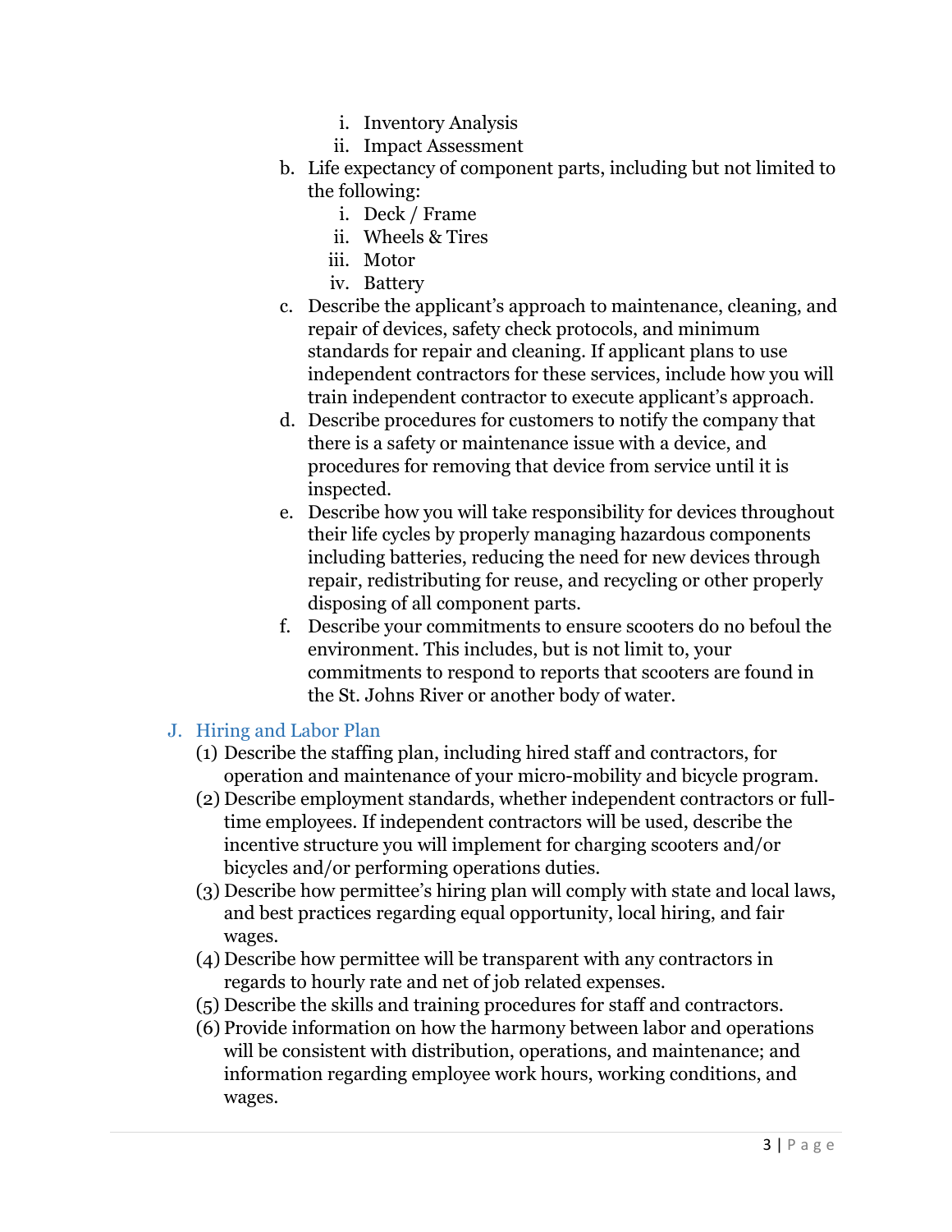i. Inventory Analysis
        ii. Impact Assessment
    b. Life expectancy of component parts, including but not limited to the following:
        i. Deck / Frame
        ii. Wheels & Tires
        iii. Motor
        iv. Battery
    c. Describe the applicant's approach to maintenance, cleaning, and repair of devices, safety check protocols, and minimum standards for repair and cleaning. If applicant plans to use independent contractors for these services, include how you will train independent contractor to execute applicant's approach.
    d. Describe procedures for customers to notify the company that there is a safety or maintenance issue with a device, and procedures for removing that device from service until it is inspected.
    e. Describe how you will take responsibility for devices throughout their life cycles by properly managing hazardous components including batteries, reducing the need for new devices through repair, redistributing for reuse, and recycling or other properly disposing of all component parts.
    f. Describe your commitments to ensure scooters do no befoul the environment. This includes, but is not limit to, your commitments to respond to reports that scooters are found in the St. Johns River or another body of water.

## J. Hiring and Labor Plan

(1) Describe the staffing plan, including hired staff and contractors, for operation and maintenance of your micro-mobility and bicycle program.

(2) Describe employment standards, whether independent contractors or full-time employees. If independent contractors will be used, describe the incentive structure you will implement for charging scooters and/or bicycles and/or performing operations duties.

(3) Describe how permittee's hiring plan will comply with state and local laws, and best practices regarding equal opportunity, local hiring, and fair wages.

(4) Describe how permittee will be transparent with any contractors in regards to hourly rate and net of job related expenses.

(5) Describe the skills and training procedures for staff and contractors.

(6) Provide information on how the harmony between labor and operations will be consistent with distribution, operations, and maintenance; and information regarding employee work hours, working conditions, and wages.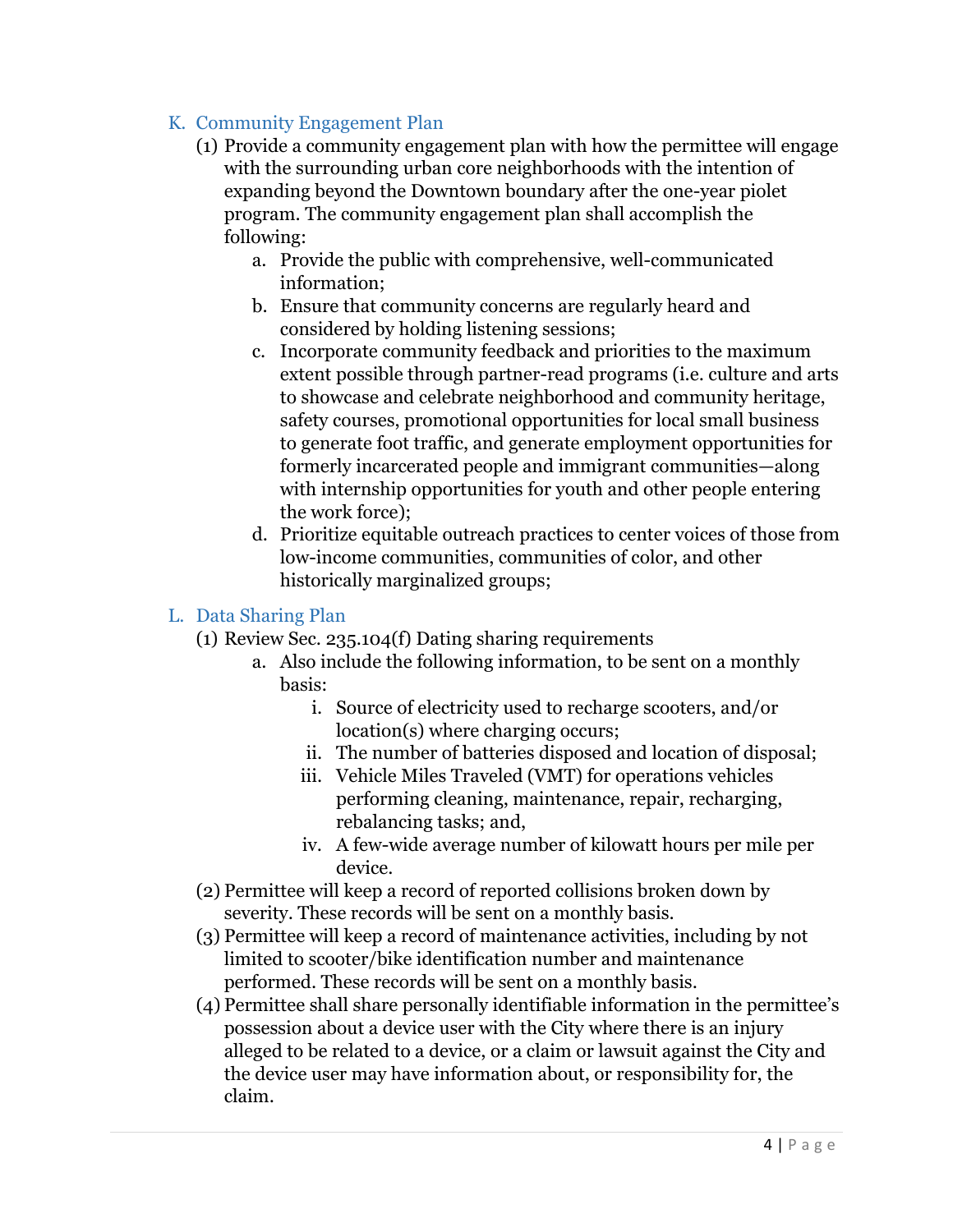## K. Community Engagement Plan

(1) Provide a community engagement plan with how the permittee will engage with the surrounding urban core neighborhoods with the intention of expanding beyond the Downtown boundary after the one-year piolet program. The community engagement plan shall accomplish the following:

  a. Provide the public with comprehensive, well-communicated information;
  b. Ensure that community concerns are regularly heard and considered by holding listening sessions;
  c. Incorporate community feedback and priorities to the maximum extent possible through partner-read programs (i.e. culture and arts to showcase and celebrate neighborhood and community heritage, safety courses, promotional opportunities for local small business to generate foot traffic, and generate employment opportunities for formerly incarcerated people and immigrant communities—along with internship opportunities for youth and other people entering the work force);
  d. Prioritize equitable outreach practices to center voices of those from low-income communities, communities of color, and other historically marginalized groups;

## L. Data Sharing Plan

(1) Review Sec. 235.104(f) Dating sharing requirements

  a. Also include the following information, to be sent on a monthly basis:
    i. Source of electricity used to recharge scooters, and/or location(s) where charging occurs;
    ii. The number of batteries disposed and location of disposal;
    iii. Vehicle Miles Traveled (VMT) for operations vehicles performing cleaning, maintenance, repair, recharging, rebalancing tasks; and,
    iv. A few-wide average number of kilowatt hours per mile per device.

(2) Permittee will keep a record of reported collisions broken down by severity. These records will be sent on a monthly basis.

(3) Permittee will keep a record of maintenance activities, including by not limited to scooter/bike identification number and maintenance performed. These records will be sent on a monthly basis.

(4) Permittee shall share personally identifiable information in the permittee's possession about a device user with the City where there is an injury alleged to be related to a device, or a claim or lawsuit against the City and the device user may have information about, or responsibility for, the claim.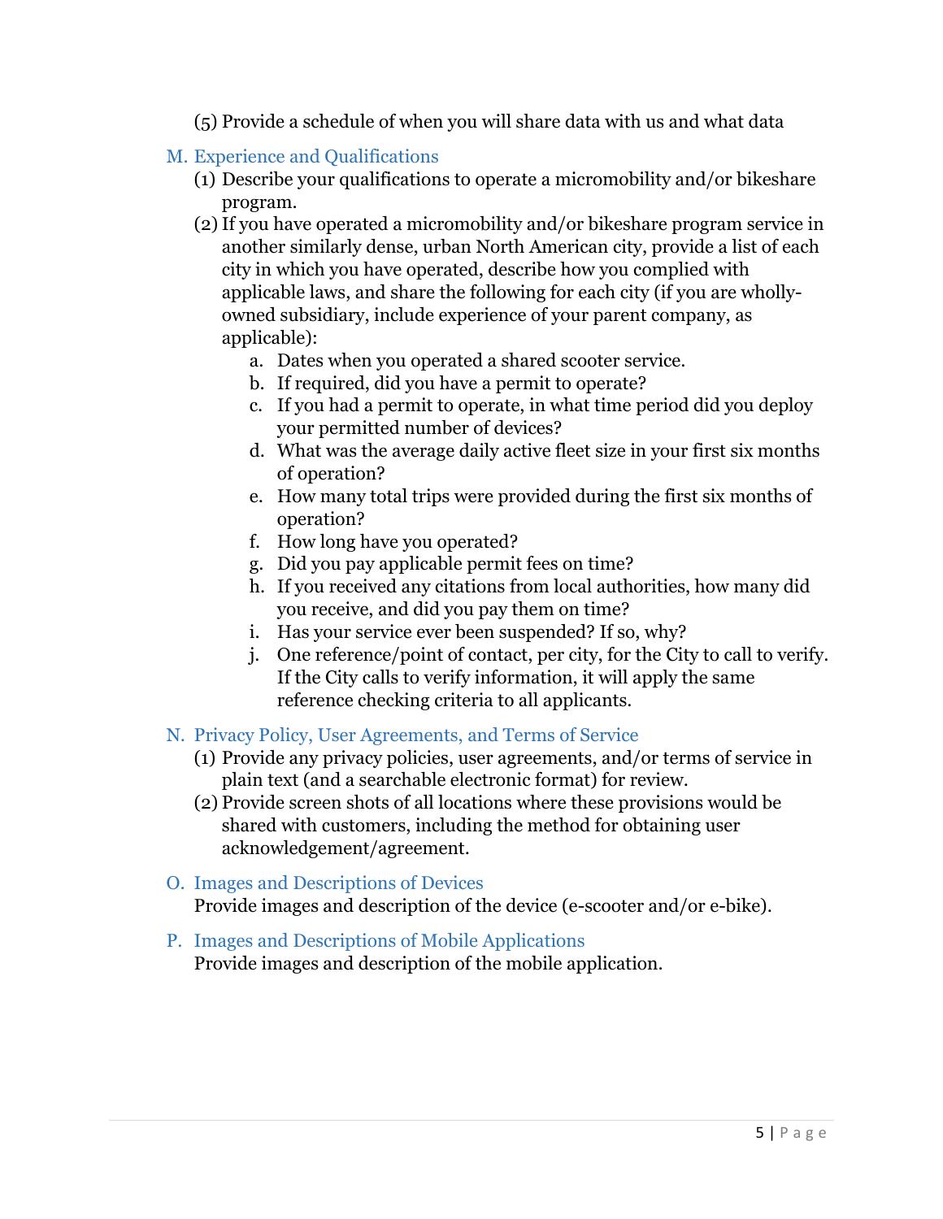(5) Provide a schedule of when you will share data with us and what data

## M. Experience and Qualifications

(1) Describe your qualifications to operate a micromobility and/or bikeshare program.

(2) If you have operated a micromobility and/or bikeshare program service in another similarly dense, urban North American city, provide a list of each city in which you have operated, describe how you complied with applicable laws, and share the following for each city (if you are wholly-owned subsidiary, include experience of your parent company, as applicable):

   a. Dates when you operated a shared scooter service.
   b. If required, did you have a permit to operate?
   c. If you had a permit to operate, in what time period did you deploy your permitted number of devices?
   d. What was the average daily active fleet size in your first six months of operation?
   e. How many total trips were provided during the first six months of operation?
   f. How long have you operated?
   g. Did you pay applicable permit fees on time?
   h. If you received any citations from local authorities, how many did you receive, and did you pay them on time?
   i. Has your service ever been suspended? If so, why?
   j. One reference/point of contact, per city, for the City to call to verify. If the City calls to verify information, it will apply the same reference checking criteria to all applicants.

## N. Privacy Policy, User Agreements, and Terms of Service

(1) Provide any privacy policies, user agreements, and/or terms of service in plain text (and a searchable electronic format) for review.

(2) Provide screen shots of all locations where these provisions would be shared with customers, including the method for obtaining user acknowledgement/agreement.

## O. Images and Descriptions of Devices

Provide images and description of the device (e-scooter and/or e-bike).

## P. Images and Descriptions of Mobile Applications

Provide images and description of the mobile application.